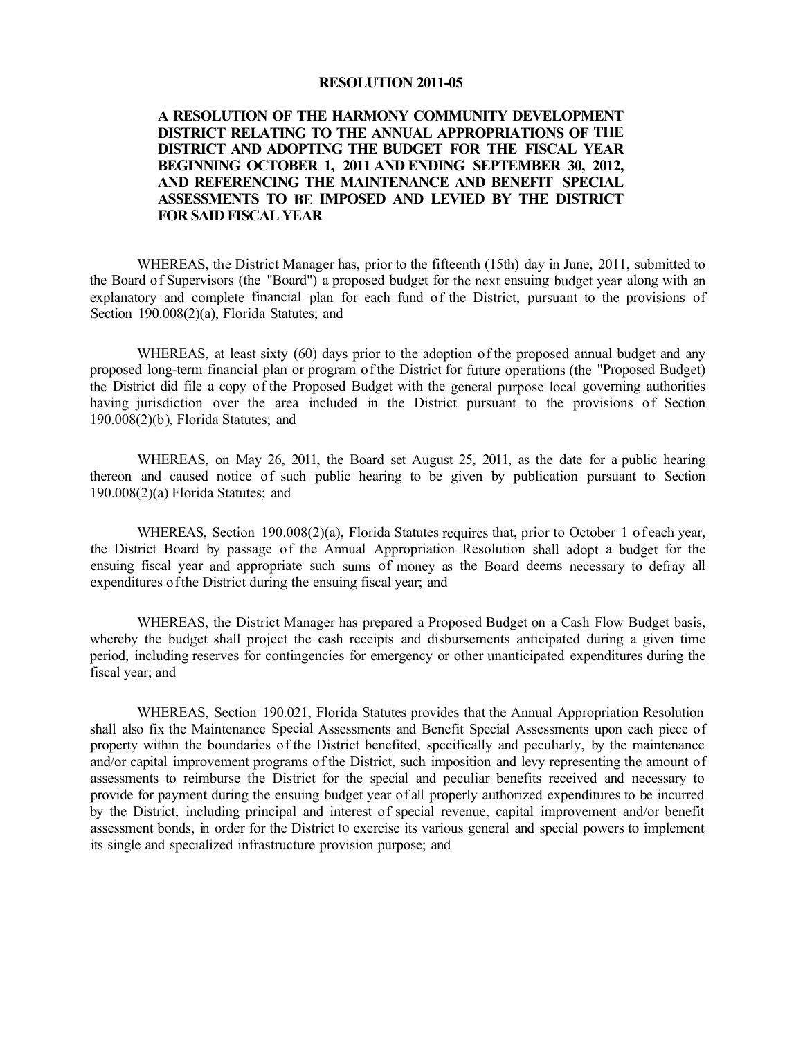**RESOLUTION 2011-05**

**A RESOLUTION OF THE HARMONY COMMUNITY DEVELOPMENT DISTRICT RELATING TO THE ANNUAL APPROPRIATIONS OF THE DISTRICT AND ADOPTING THE BUDGET FOR THE FISCAL YEAR BEGINNING OCTOBER 1, 2011 AND ENDING SEPTEMBER 30, 2012, AND REFERENCING THE MAINTENANCE AND BENEFIT SPECIAL ASSESSMENTS TO BE IMPOSED AND LEVIED BY THE DISTRICT FOR SAID FISCAL YEAR**

WHEREAS, the District Manager has, prior to the fifteenth (15th) day in June, 2011, submitted to the Board of Supervisors (the "Board") a proposed budget for the next ensuing budget year along with an explanatory and complete financial plan for each fund of the District, pursuant to the provisions of Section 190.008(2)(a), Florida Statutes; and

WHEREAS, at least sixty (60) days prior to the adoption of the proposed annual budget and any proposed long-term financial plan or program of the District for future operations (the "Proposed Budget) the District did file a copy of the Proposed Budget with the general purpose local governing authorities having jurisdiction over the area included in the District pursuant to the provisions of Section 190.008(2)(b), Florida Statutes; and

WHEREAS, on May 26, 2011, the Board set August 25, 2011, as the date for a public hearing thereon and caused notice of such public hearing to be given by publication pursuant to Section 190.008(2)(a) Florida Statutes; and

WHEREAS, Section 190.008(2)(a), Florida Statutes requires that, prior to October 1 of each year, the District Board by passage of the Annual Appropriation Resolution shall adopt a budget for the ensuing fiscal year and appropriate such sums of money as the Board deems necessary to defray all expenditures of the District during the ensuing fiscal year; and

WHEREAS, the District Manager has prepared a Proposed Budget on a Cash Flow Budget basis, whereby the budget shall project the cash receipts and disbursements anticipated during a given time period, including reserves for contingencies for emergency or other unanticipated expenditures during the fiscal year; and

WHEREAS, Section 190.021, Florida Statutes provides that the Annual Appropriation Resolution shall also fix the Maintenance Special Assessments and Benefit Special Assessments upon each piece of property within the boundaries of the District benefited, specifically and peculiarly, by the maintenance and/or capital improvement programs of the District, such imposition and levy representing the amount of assessments to reimburse the District for the special and peculiar benefits received and necessary to provide for payment during the ensuing budget year of all properly authorized expenditures to be incurred by the District, including principal and interest of special revenue, capital improvement and/or benefit assessment bonds, in order for the District to exercise its various general and special powers to implement its single and specialized infrastructure provision purpose; and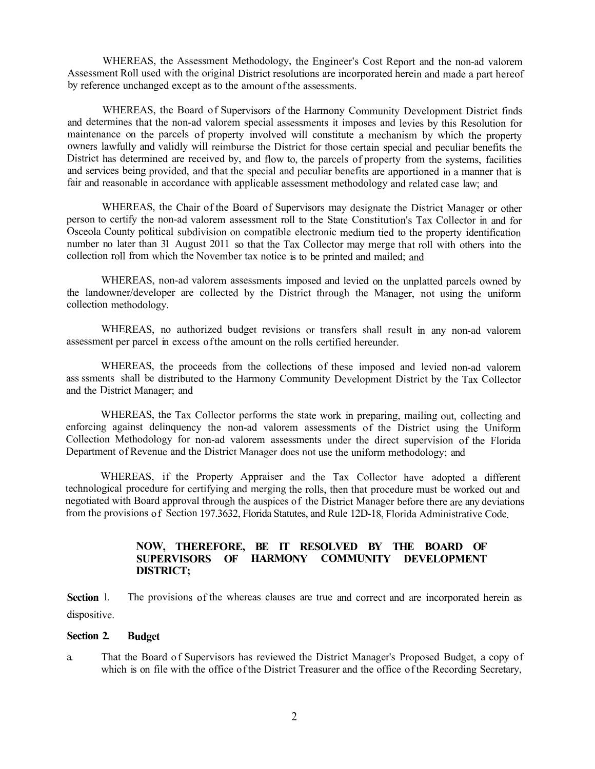WHEREAS, the Assessment Methodology, the Engineer's Cost Report and the non-ad valorem Assessment Roll used with the original District resolutions are incorporated herein and made a part hereof by reference unchanged except as to the amount of the assessments.

WHEREAS, the Board of Supervisors of the Harmony Community Development District finds and determines that the non-ad valorem special assessments it imposes and levies by this Resolution for maintenance on the parcels of property involved will constitute a mechanism by which the property owners lawfully and validly will reimburse the District for those certain special and peculiar benefits the District has determined are received by, and flow to, the parcels of property from the systems, facilities and services being provided, and that the special and peculiar benefits are apportioned in a manner that is fair and reasonable in accordance with applicable assessment methodology and related case law; and

WHEREAS, the Chair of the Board of Supervisors may designate the District Manager or other person to certify the non-ad valorem assessment roll to the State Constitution's Tax Collector in and for Osceola County political subdivision on compatible electronic medium tied to the property identification number no later than 31 August 2011 so that the Tax Collector may merge that roll with others into the collection roll from which the November tax notice is to be printed and mailed; and

WHEREAS, non-ad valorem assessments imposed and levied on the unplatted parcels owned by the landowner/developer are collected by the District through the Manager, not using the uniform collection methodology.

WHEREAS, no authorized budget revisions or transfers shall result in any non-ad valorem assessment per parcel in excess of the amount on the rolls certified hereunder.

WHEREAS, the proceeds from the collections of these imposed and levied non-ad valorem ass ssments shall be distributed to the Harmony Community Development District by the Tax Collector and the District Manager; and

WHEREAS, the Tax Collector performs the state work in preparing, mailing out, collecting and enforcing against delinquency the non-ad valorem assessments of the District using the Uniform Collection Methodology for non-ad valorem assessments under the direct supervision of the Florida Department of Revenue and the District Manager does not use the uniform methodology; and

WHEREAS, if the Property Appraiser and the Tax Collector have adopted a different technological procedure for certifying and merging the rolls, then that procedure must be worked out and negotiated with Board approval through the auspices of the District Manager before there are any deviations from the provisions of Section 197.3632, Florida Statutes, and Rule 12D-18, Florida Administrative Code.

**NOW, THEREFORE, BE IT RESOLVED BY THE BOARD OF SUPERVISORS OF HARMONY COMMUNITY DEVELOPMENT DISTRICT;**

**Section 1.** The provisions of the whereas clauses are true and correct and are incorporated herein as dispositive.

**Section 2. Budget**

a. That the Board of Supervisors has reviewed the District Manager's Proposed Budget, a copy of which is on file with the office of the District Treasurer and the office of the Recording Secretary,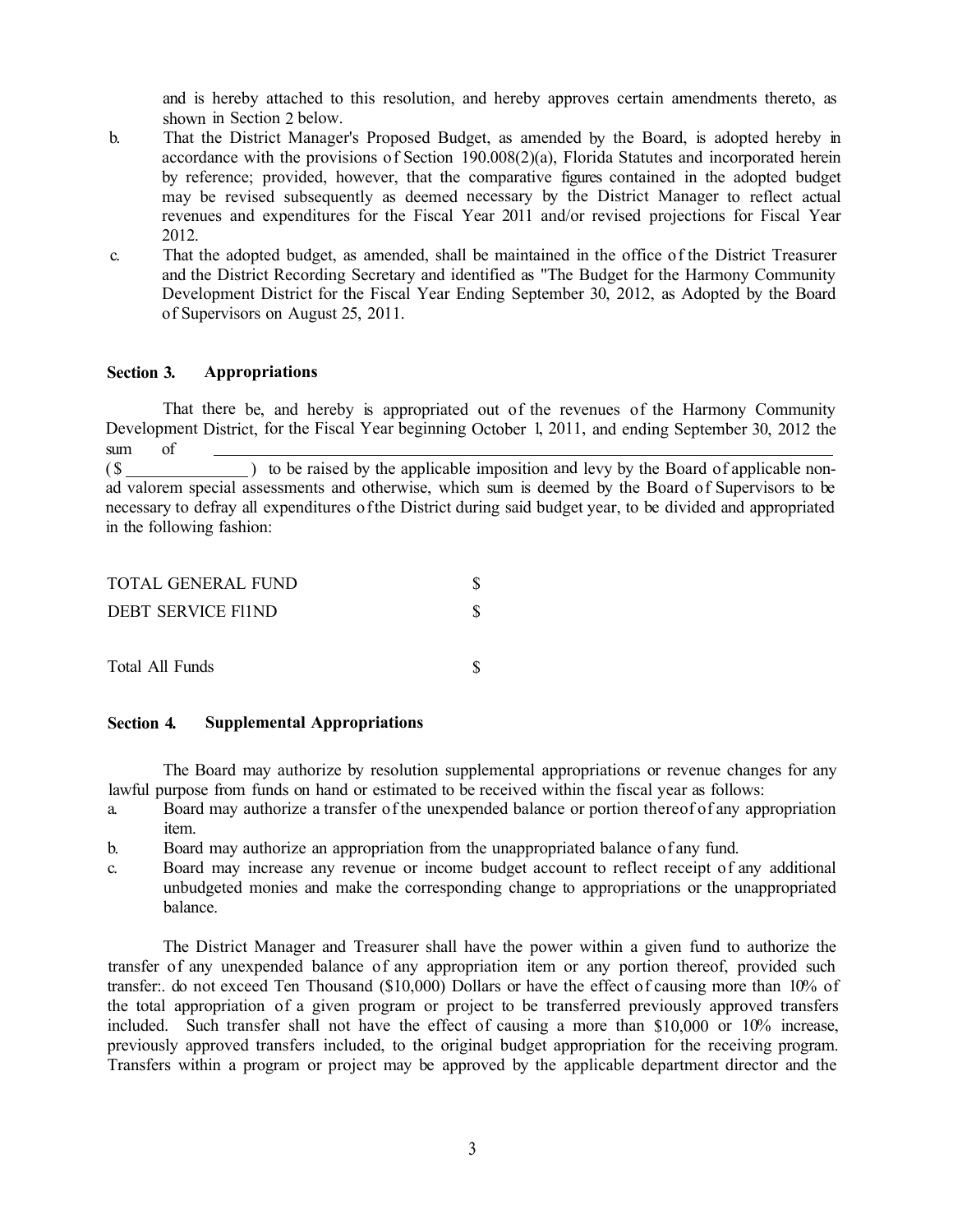and is hereby attached to this resolution, and hereby approves certain amendments thereto, as shown in Section 2 below.

b. That the District Manager's Proposed Budget, as amended by the Board, is adopted hereby in accordance with the provisions of Section 190.008(2)(a), Florida Statutes and incorporated herein by reference; provided, however, that the comparative figures contained in the adopted budget may be revised subsequently as deemed necessary by the District Manager to reflect actual revenues and expenditures for the Fiscal Year 2011 and/or revised projections for Fiscal Year 2012.

c. That the adopted budget, as amended, shall be maintained in the office of the District Treasurer and the District Recording Secretary and identified as "The Budget for the Harmony Community Development District for the Fiscal Year Ending September 30, 2012, as Adopted by the Board of Supervisors on August 25, 2011.

**Section 3. Appropriations**

That there be, and hereby is appropriated out of the revenues of the Harmony Community Development District, for the Fiscal Year beginning October 1, 2011, and ending September 30, 2012 the sum of \_\_\_\_\_\_\_\_\_\_\_\_\_\_\_\_\_\_\_\_\_\_\_\_\_\_\_\_\_\_\_\_\_\_\_\_\_\_\_\_\_\_\_\_\_\_\_\_\_\_\_\_\_\_\_\_\_\_\_\_\_\_\_\_\_\_ ($ \_\_\_\_\_\_\_\_\_\_\_\_\_\_) to be raised by the applicable imposition and levy by the Board of applicable non-ad valorem special assessments and otherwise, which sum is deemed by the Board of Supervisors to be necessary to defray all expenditures of the District during said budget year, to be divided and appropriated in the following fashion:

| | |
|---|---|
| TOTAL GENERAL FUND | $ |
| DEBT SERVICE FI1ND | $ |
| | |
| Total All Funds | $ |

**Section 4. Supplemental Appropriations**

The Board may authorize by resolution supplemental appropriations or revenue changes for any lawful purpose from funds on hand or estimated to be received within the fiscal year as follows:

a. Board may authorize a transfer of the unexpended balance or portion thereof of any appropriation item.

b. Board may authorize an appropriation from the unappropriated balance of any fund.

c. Board may increase any revenue or income budget account to reflect receipt of any additional unbudgeted monies and make the corresponding change to appropriations or the unappropriated balance.

The District Manager and Treasurer shall have the power within a given fund to authorize the transfer of any unexpended balance of any appropriation item or any portion thereof, provided such transfer:. do not exceed Ten Thousand ($10,000) Dollars or have the effect of causing more than 10% of the total appropriation of a given program or project to be transferred previously approved transfers included. Such transfer shall not have the effect of causing a more than $10,000 or 10% increase, previously approved transfers included, to the original budget appropriation for the receiving program. Transfers within a program or project may be approved by the applicable department director and the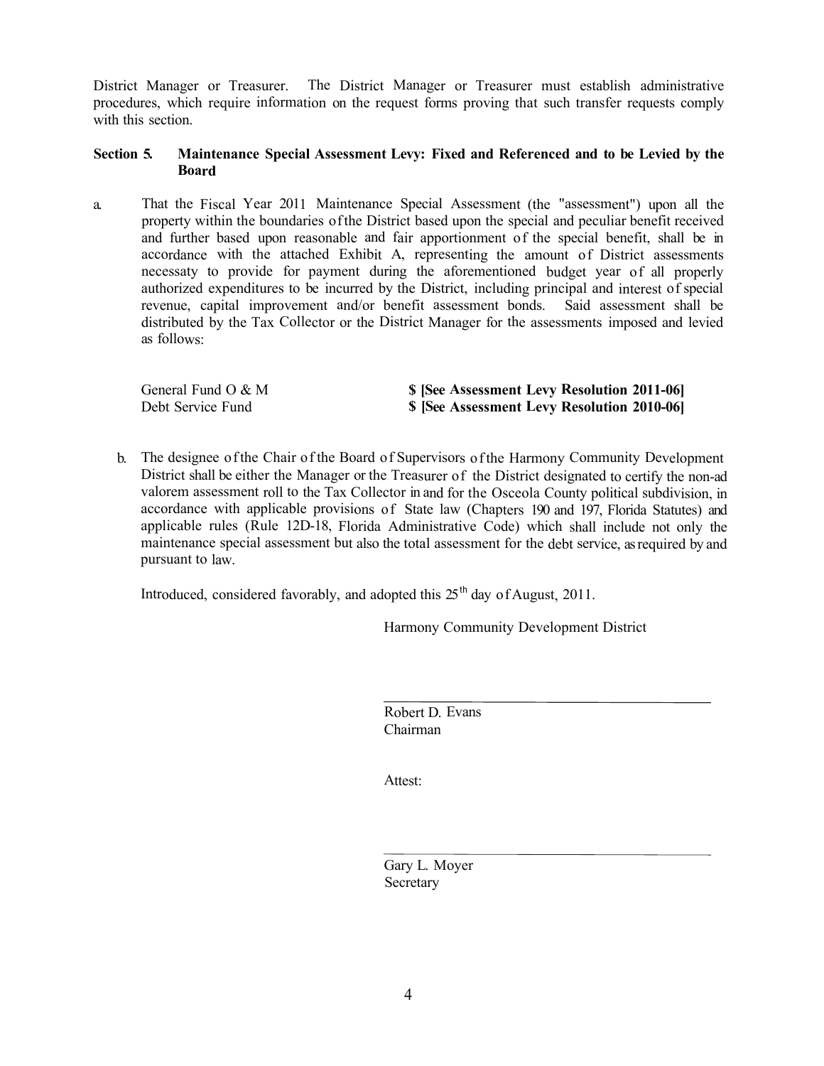District Manager or Treasurer. The District Manager or Treasurer must establish administrative procedures, which require information on the request forms proving that such transfer requests comply with this section.

**Section 5. Maintenance Special Assessment Levy: Fixed and Referenced and to be Levied by the Board**

a. That the Fiscal Year 2011 Maintenance Special Assessment (the "assessment") upon all the property within the boundaries of the District based upon the special and peculiar benefit received and further based upon reasonable and fair apportionment of the special benefit, shall be in accordance with the attached Exhibit A, representing the amount of District assessments necessaty to provide for payment during the aforementioned budget year of all properly authorized expenditures to be incurred by the District, including principal and interest of special revenue, capital improvement and/or benefit assessment bonds. Said assessment shall be distributed by the Tax Collector or the District Manager for the assessments imposed and levied as follows:

| | |
|---|---|
| General Fund O & M | **$ [See Assessment Levy Resolution 2011-06]** |
| Debt Service Fund | **$ [See Assessment Levy Resolution 2010-06]** |

b. The designee of the Chair of the Board of Supervisors of the Harmony Community Development District shall be either the Manager or the Treasurer of the District designated to certify the non-ad valorem assessment roll to the Tax Collector in and for the Osceola County political subdivision, in accordance with applicable provisions of State law (Chapters 190 and 197, Florida Statutes) and applicable rules (Rule 12D-18, Florida Administrative Code) which shall include not only the maintenance special assessment but also the total assessment for the debt service, as required by and pursuant to law.

Introduced, considered favorably, and adopted this 25th day of August, 2011.

Harmony Community Development District

\_\_\_\_\_\_\_\_\_\_\_\_\_\_\_\_\_\_\_\_\_\_\_\_\_\_\_\_\_\_\_\_

Robert D. Evans
Chairman

Attest:

\_\_\_\_\_\_\_\_\_\_\_\_\_\_\_\_\_\_\_\_\_\_\_\_\_\_\_\_\_\_\_\_

Gary L. Moyer
Secretary